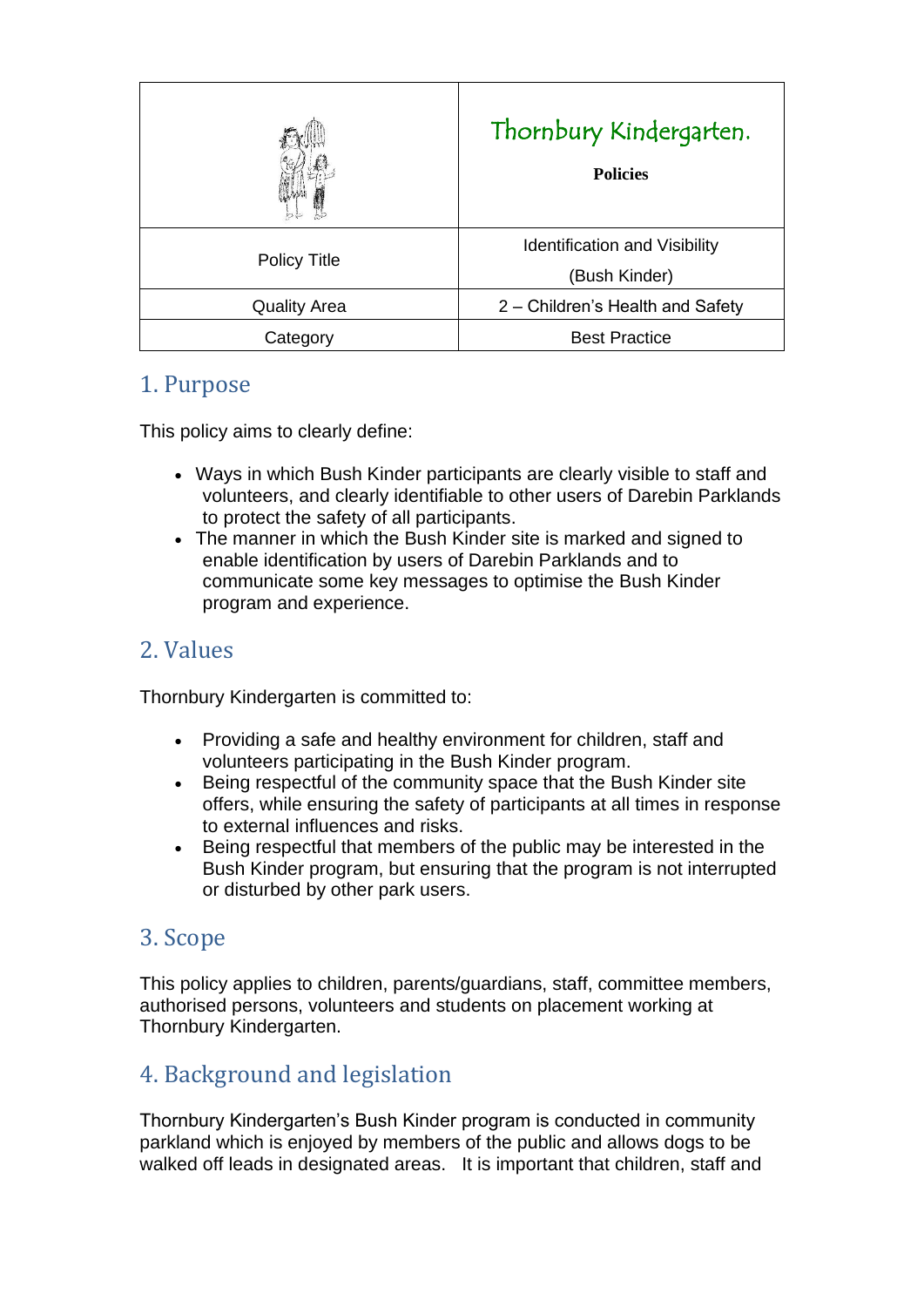| | Thornbury Kindergarten.<br><br>**Policies** |
|---|---|
| Policy Title | Identification and Visibility<br>(Bush Kinder) |
| Quality Area | 2 – Children's Health and Safety |
| Category | Best Practice |

## 1. Purpose

This policy aims to clearly define:

- Ways in which Bush Kinder participants are clearly visible to staff and volunteers, and clearly identifiable to other users of Darebin Parklands to protect the safety of all participants.
- The manner in which the Bush Kinder site is marked and signed to enable identification by users of Darebin Parklands and to communicate some key messages to optimise the Bush Kinder program and experience.

## 2. Values

Thornbury Kindergarten is committed to:

- Providing a safe and healthy environment for children, staff and volunteers participating in the Bush Kinder program.
- Being respectful of the community space that the Bush Kinder site offers, while ensuring the safety of participants at all times in response to external influences and risks.
- Being respectful that members of the public may be interested in the Bush Kinder program, but ensuring that the program is not interrupted or disturbed by other park users.

## 3. Scope

This policy applies to children, parents/guardians, staff, committee members, authorised persons, volunteers and students on placement working at Thornbury Kindergarten.

## 4. Background and legislation

Thornbury Kindergarten's Bush Kinder program is conducted in community parkland which is enjoyed by members of the public and allows dogs to be walked off leads in designated areas. It is important that children, staff and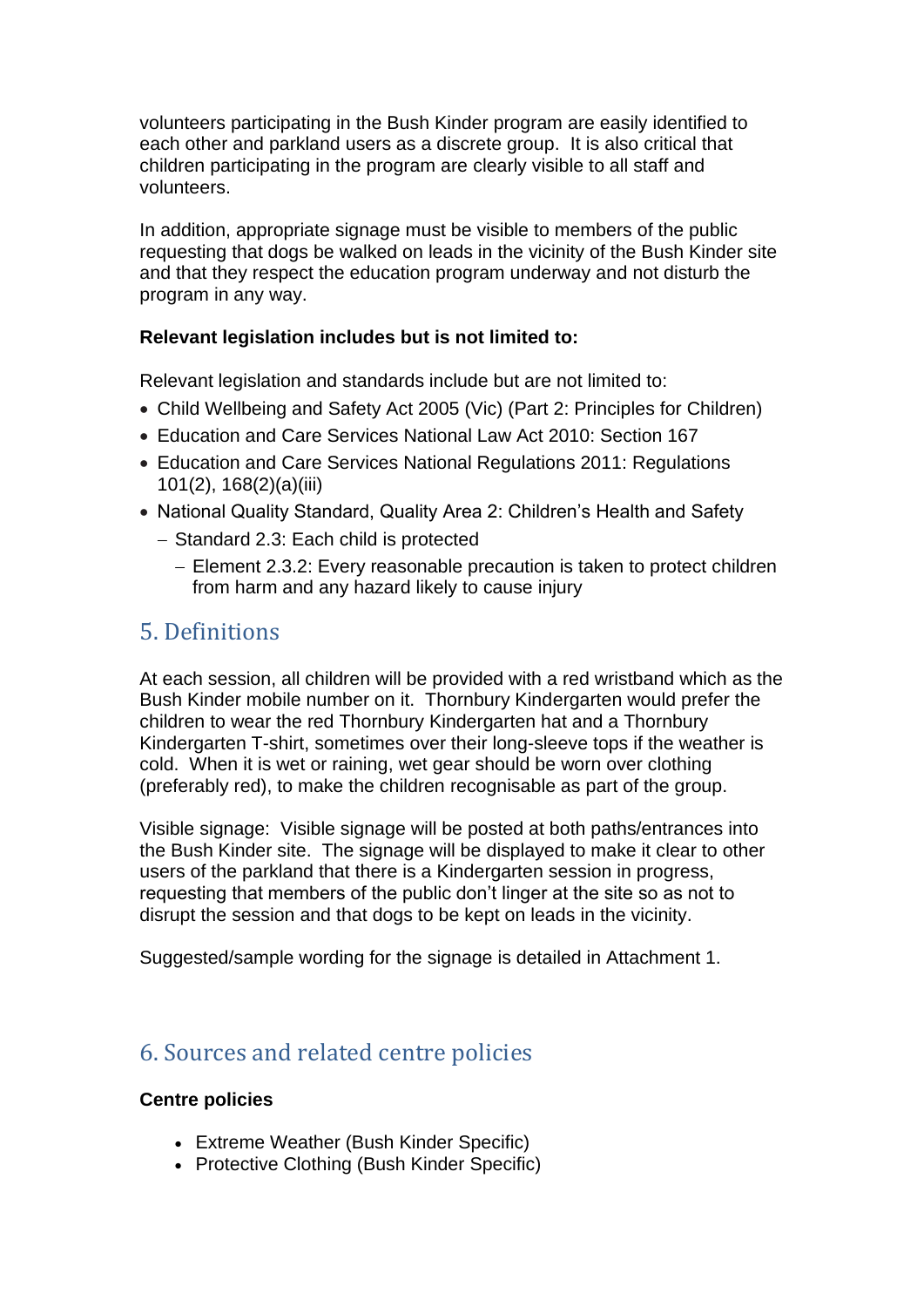volunteers participating in the Bush Kinder program are easily identified to each other and parkland users as a discrete group. It is also critical that children participating in the program are clearly visible to all staff and volunteers.

In addition, appropriate signage must be visible to members of the public requesting that dogs be walked on leads in the vicinity of the Bush Kinder site and that they respect the education program underway and not disturb the program in any way.

**Relevant legislation includes but is not limited to:**

Relevant legislation and standards include but are not limited to:

- Child Wellbeing and Safety Act 2005 (Vic) (Part 2: Principles for Children)
- Education and Care Services National Law Act 2010: Section 167
- Education and Care Services National Regulations 2011: Regulations 101(2), 168(2)(a)(iii)
- National Quality Standard, Quality Area 2: Children's Health and Safety
  - Standard 2.3: Each child is protected
    - Element 2.3.2: Every reasonable precaution is taken to protect children from harm and any hazard likely to cause injury

## 5. Definitions

At each session, all children will be provided with a red wristband which as the Bush Kinder mobile number on it. Thornbury Kindergarten would prefer the children to wear the red Thornbury Kindergarten hat and a Thornbury Kindergarten T-shirt, sometimes over their long-sleeve tops if the weather is cold. When it is wet or raining, wet gear should be worn over clothing (preferably red), to make the children recognisable as part of the group.

Visible signage: Visible signage will be posted at both paths/entrances into the Bush Kinder site. The signage will be displayed to make it clear to other users of the parkland that there is a Kindergarten session in progress, requesting that members of the public don't linger at the site so as not to disrupt the session and that dogs to be kept on leads in the vicinity.

Suggested/sample wording for the signage is detailed in Attachment 1.

## 6. Sources and related centre policies

**Centre policies**

- Extreme Weather (Bush Kinder Specific)
- Protective Clothing (Bush Kinder Specific)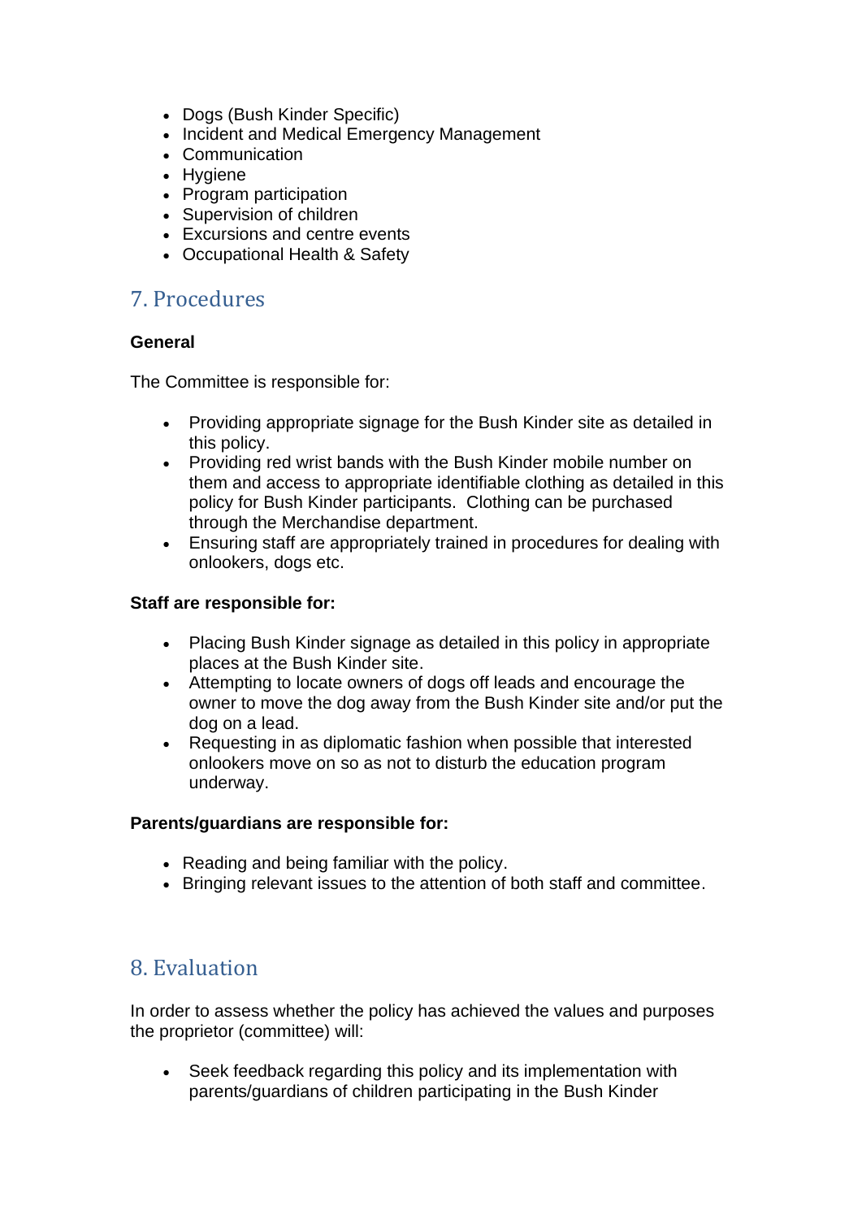- Dogs (Bush Kinder Specific)
- Incident and Medical Emergency Management
- Communication
- Hygiene
- Program participation
- Supervision of children
- Excursions and centre events
- Occupational Health & Safety

## 7. Procedures

**General**

The Committee is responsible for:

- Providing appropriate signage for the Bush Kinder site as detailed in this policy.
- Providing red wrist bands with the Bush Kinder mobile number on them and access to appropriate identifiable clothing as detailed in this policy for Bush Kinder participants. Clothing can be purchased through the Merchandise department.
- Ensuring staff are appropriately trained in procedures for dealing with onlookers, dogs etc.

**Staff are responsible for:**

- Placing Bush Kinder signage as detailed in this policy in appropriate places at the Bush Kinder site.
- Attempting to locate owners of dogs off leads and encourage the owner to move the dog away from the Bush Kinder site and/or put the dog on a lead.
- Requesting in as diplomatic fashion when possible that interested onlookers move on so as not to disturb the education program underway.

**Parents/guardians are responsible for:**

- Reading and being familiar with the policy.
- Bringing relevant issues to the attention of both staff and committee.

## 8. Evaluation

In order to assess whether the policy has achieved the values and purposes the proprietor (committee) will:

- Seek feedback regarding this policy and its implementation with parents/guardians of children participating in the Bush Kinder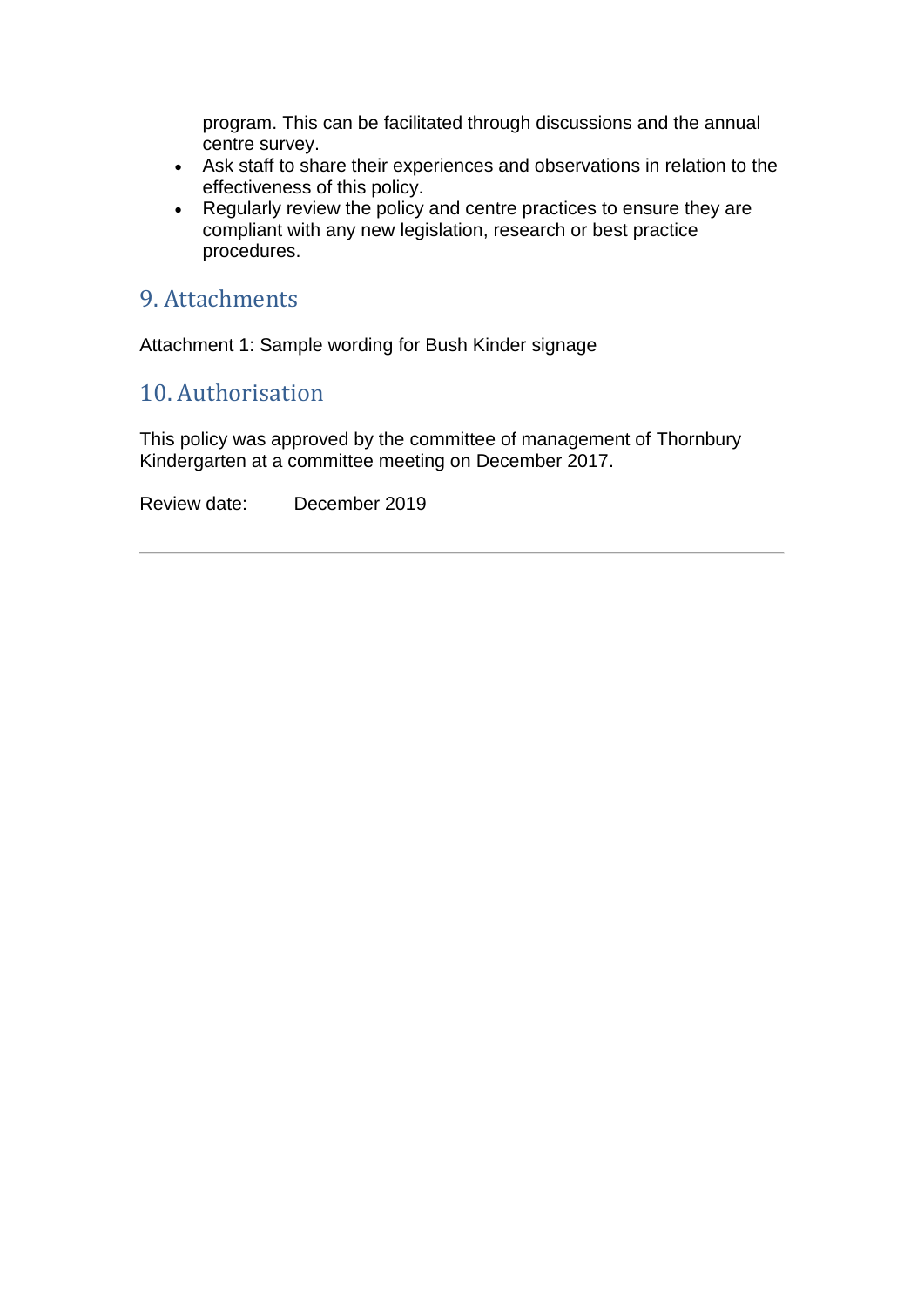program. This can be facilitated through discussions and the annual centre survey.

- Ask staff to share their experiences and observations in relation to the effectiveness of this policy.
- Regularly review the policy and centre practices to ensure they are compliant with any new legislation, research or best practice procedures.

## 9. Attachments

Attachment 1: Sample wording for Bush Kinder signage

## 10. Authorisation

This policy was approved by the committee of management of Thornbury Kindergarten at a committee meeting on December 2017.

Review date: December 2019

---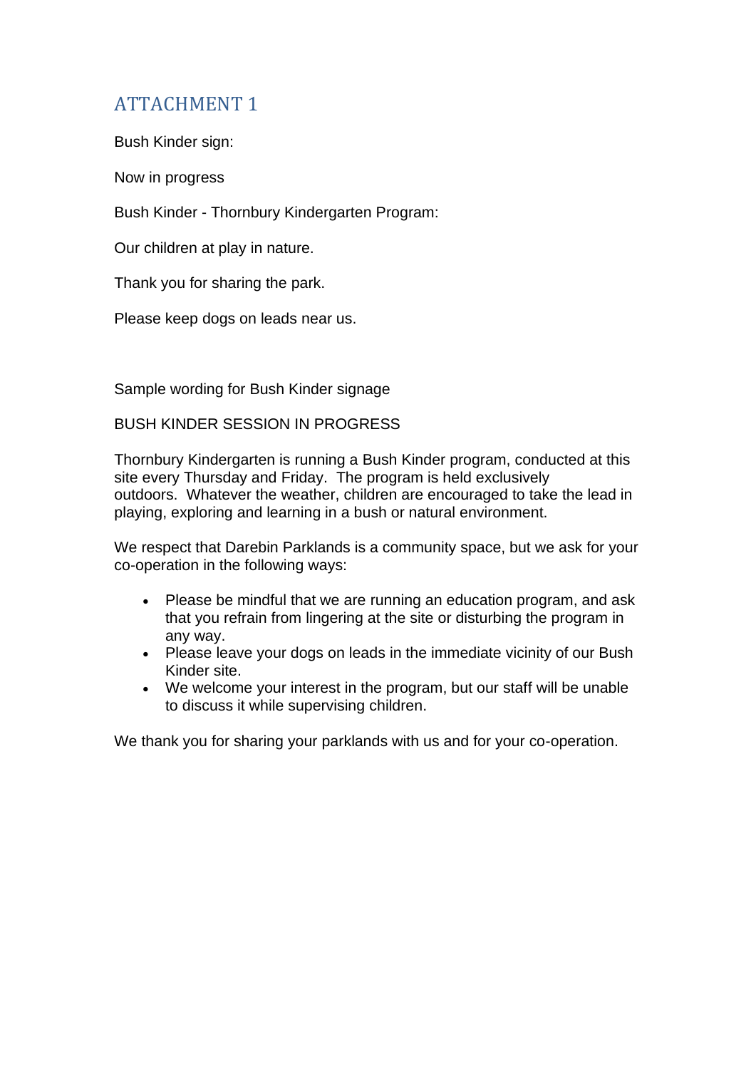# ATTACHMENT 1

Bush Kinder sign:

Now in progress

Bush Kinder - Thornbury Kindergarten Program:

Our children at play in nature.

Thank you for sharing the park.

Please keep dogs on leads near us.

Sample wording for Bush Kinder signage

BUSH KINDER SESSION IN PROGRESS

Thornbury Kindergarten is running a Bush Kinder program, conducted at this site every Thursday and Friday. The program is held exclusively outdoors. Whatever the weather, children are encouraged to take the lead in playing, exploring and learning in a bush or natural environment.

We respect that Darebin Parklands is a community space, but we ask for your co-operation in the following ways:

- Please be mindful that we are running an education program, and ask that you refrain from lingering at the site or disturbing the program in any way.
- Please leave your dogs on leads in the immediate vicinity of our Bush Kinder site.
- We welcome your interest in the program, but our staff will be unable to discuss it while supervising children.

We thank you for sharing your parklands with us and for your co-operation.